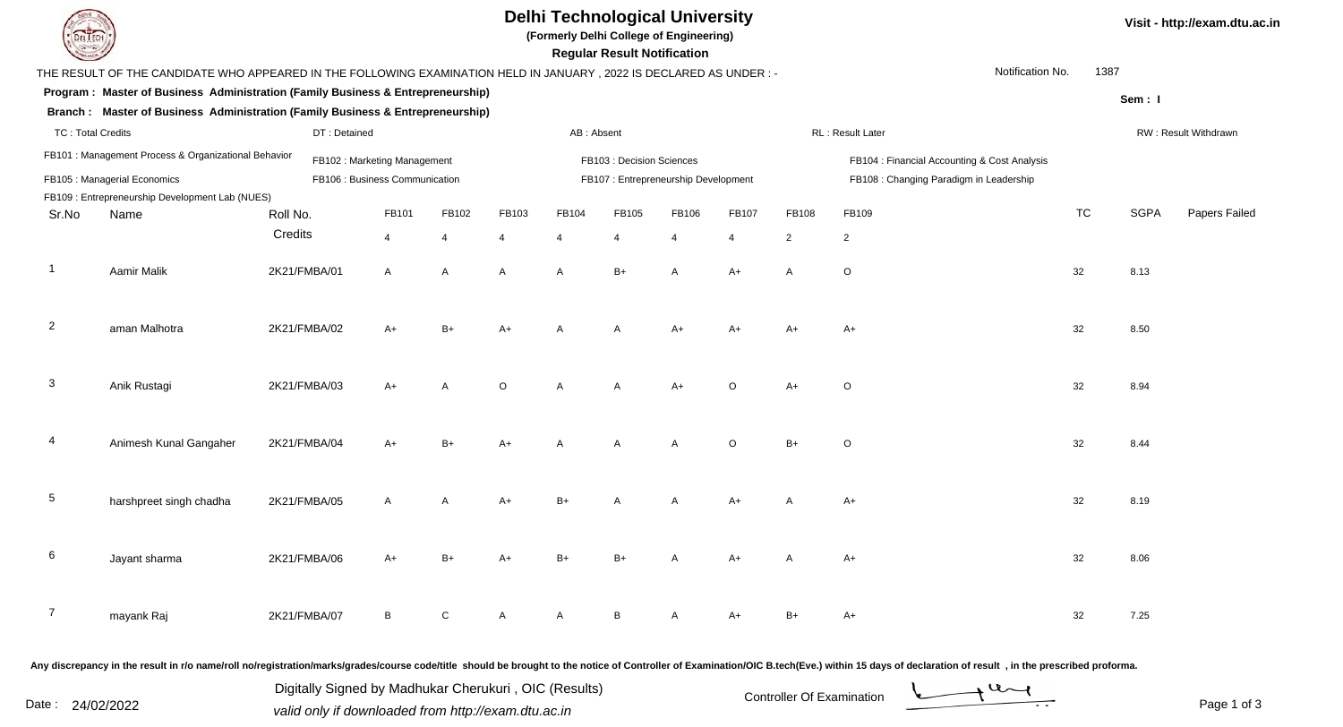# Delhi Technological University

**(Formerly Delhi College of Engineering)**

**Regular Result Notification**

Visit - http://exam.dtu.ac.in

THE RESULT OF THE CANDIDATE WHO APPEARED IN THE FOLLOWING EXAMINATION HELD IN JANUARY , 2022 IS DECLARED AS UNDER : -

Notification No. 1387

**Program : Master of Business Administration (Family Business & Entrepreneurship)**

**Branch : Master of Business Administration (Family Business & Entrepreneurship)**

**Sem : I**

TC : Total Credits | DT : Detained | AB : Absent | RL : Result Later | RW : Result Withdrawn

FB101 : Management Process & Organizational Behavior
FB102 : Marketing Management
FB103 : Decision Sciences
FB104 : Financial Accounting & Cost Analysis
FB105 : Managerial Economics
FB106 : Business Communication
FB107 : Entrepreneurship Development
FB108 : Changing Paradigm in Leadership
FB109 : Entrepreneurship Development Lab (NUES)

| Sr.No | Name | Roll No. | FB101 | FB102 | FB103 | FB104 | FB105 | FB106 | FB107 | FB108 | FB109 | TC | SGPA | Papers Failed |
|---|---|---|---|---|---|---|---|---|---|---|---|---|---|---|
| | | Credits | 4 | 4 | 4 | 4 | 4 | 4 | 4 | 2 | 2 | | | |
| 1 | Aamir Malik | 2K21/FMBA/01 | A | A | A | A | B+ | A | A+ | A | O | 32 | 8.13 | |
| 2 | aman Malhotra | 2K21/FMBA/02 | A+ | B+ | A+ | A | A | A+ | A+ | A+ | A+ | 32 | 8.50 | |
| 3 | Anik Rustagi | 2K21/FMBA/03 | A+ | A | O | A | A | A+ | O | A+ | O | 32 | 8.94 | |
| 4 | Animesh Kunal Gangaher | 2K21/FMBA/04 | A+ | B+ | A+ | A | A | A | O | B+ | O | 32 | 8.44 | |
| 5 | harshpreet singh chadha | 2K21/FMBA/05 | A | A | A+ | B+ | A | A | A+ | A | A+ | 32 | 8.19 | |
| 6 | Jayant sharma | 2K21/FMBA/06 | A+ | B+ | A+ | B+ | B+ | A | A+ | A | A+ | 32 | 8.06 | |
| 7 | mayank Raj | 2K21/FMBA/07 | B | C | A | A | B | A | A+ | B+ | A+ | 32 | 7.25 | |

**Any discrepancy in the result in r/o name/roll no/registration/marks/grades/course code/title should be brought to the notice of Controller of Examination/OIC B.tech(Eve.) within 15 days of declaration of result , in the prescribed proforma.**

Date : 24/02/2022

Digitally Signed by Madhukar Cherukuri , OIC (Results)
*valid only if downloaded from http://exam.dtu.ac.in*

Controller Of Examination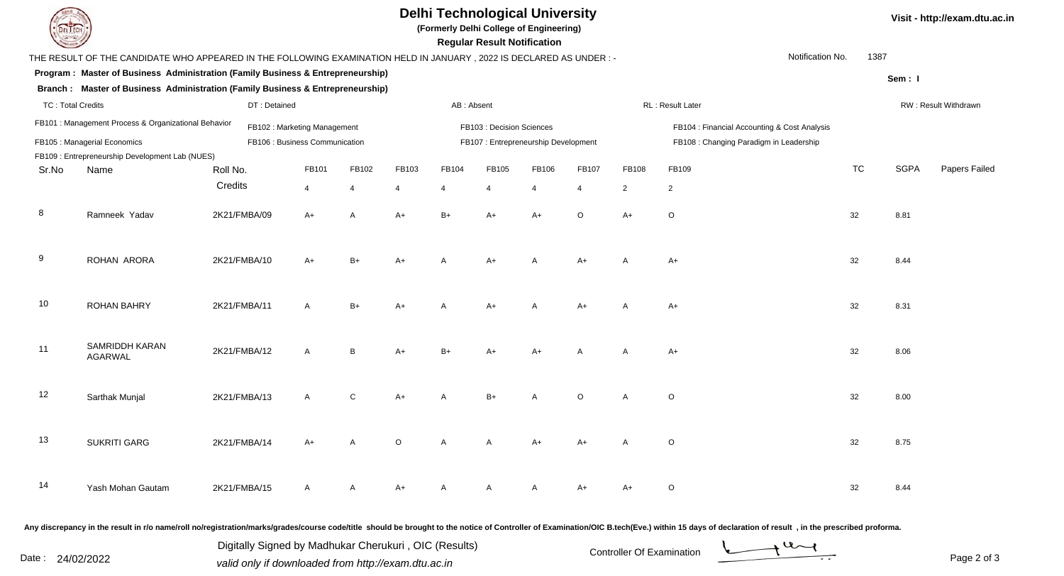# Delhi Technological University

**(Formerly Delhi College of Engineering)**

**Regular Result Notification**

Visit - http://exam.dtu.ac.in

THE RESULT OF THE CANDIDATE WHO APPEARED IN THE FOLLOWING EXAMINATION HELD IN JANUARY , 2022 IS DECLARED AS UNDER : -

Notification No. 1387

**Program : Master of Business Administration (Family Business & Entrepreneurship)**

**Branch : Master of Business Administration (Family Business & Entrepreneurship)**

**Sem : I**

TC : Total Credits | DT : Detained | AB : Absent | RL : Result Later | RW : Result Withdrawn

FB101 : Management Process & Organizational Behavior | FB102 : Marketing Management | FB103 : Decision Sciences | FB104 : Financial Accounting & Cost Analysis
FB105 : Managerial Economics | FB106 : Business Communication | FB107 : Entrepreneurship Development | FB108 : Changing Paradigm in Leadership
FB109 : Entrepreneurship Development Lab (NUES)

| Sr.No | Name | Roll No. | FB101 | FB102 | FB103 | FB104 | FB105 | FB106 | FB107 | FB108 | FB109 | TC | SGPA | Papers Failed |
|---|---|---|---|---|---|---|---|---|---|---|---|---|---|---|
| | | Credits | 4 | 4 | 4 | 4 | 4 | 4 | 4 | 2 | 2 | | | |
| 8 | Ramneek Yadav | 2K21/FMBA/09 | A+ | A | A+ | B+ | A+ | A+ | O | A+ | O | 32 | 8.81 | |
| 9 | ROHAN ARORA | 2K21/FMBA/10 | A+ | B+ | A+ | A | A+ | A | A+ | A | A+ | 32 | 8.44 | |
| 10 | ROHAN BAHRY | 2K21/FMBA/11 | A | B+ | A+ | A | A+ | A | A+ | A | A+ | 32 | 8.31 | |
| 11 | SAMRIDDH KARAN AGARWAL | 2K21/FMBA/12 | A | B | A+ | B+ | A+ | A+ | A | A | A+ | 32 | 8.06 | |
| 12 | Sarthak Munjal | 2K21/FMBA/13 | A | C | A+ | A | B+ | A | O | A | O | 32 | 8.00 | |
| 13 | SUKRITI GARG | 2K21/FMBA/14 | A+ | A | O | A | A | A+ | A+ | A | O | 32 | 8.75 | |
| 14 | Yash Mohan Gautam | 2K21/FMBA/15 | A | A | A+ | A | A | A | A+ | A+ | O | 32 | 8.44 | |

**Any discrepancy in the result in r/o name/roll no/registration/marks/grades/course code/title should be brought to the notice of Controller of Examination/OIC B.tech(Eve.) within 15 days of declaration of result , in the prescribed proforma.**

Date : 24/02/2022

Digitally Signed by Madhukar Cherukuri , OIC (Results)
*valid only if downloaded from http://exam.dtu.ac.in*

Controller Of Examination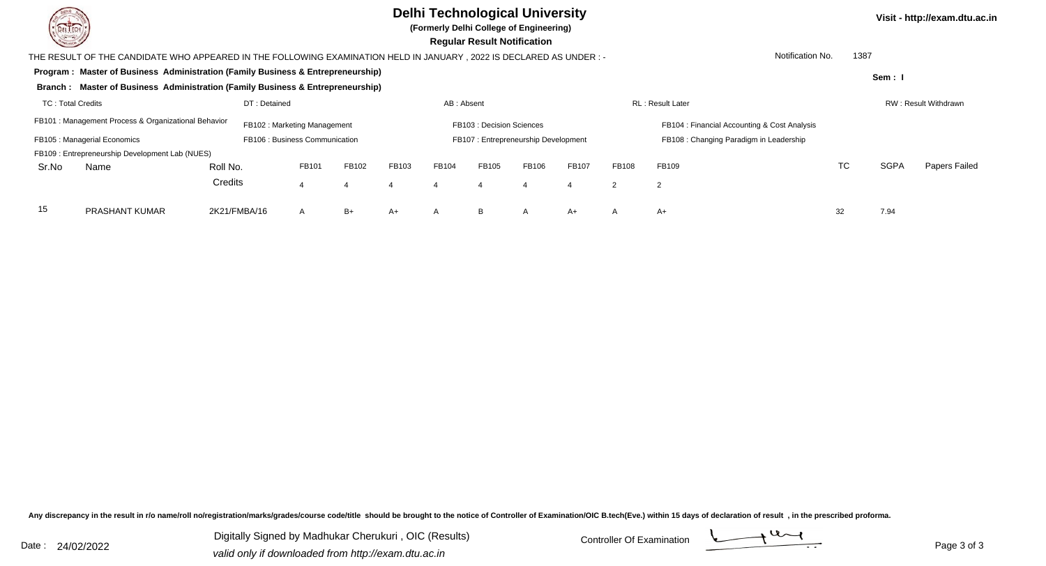# Delhi Technological University

**(Formerly Delhi College of Engineering)**

**Regular Result Notification**

Visit - http://exam.dtu.ac.in

THE RESULT OF THE CANDIDATE WHO APPEARED IN THE FOLLOWING EXAMINATION HELD IN JANUARY , 2022 IS DECLARED AS UNDER : -

Notification No. 1387

**Program : Master of Business Administration (Family Business & Entrepreneurship)**

**Branch : Master of Business Administration (Family Business & Entrepreneurship)**

**Sem : I**

TC : Total Credits | DT : Detained | AB : Absent | RL : Result Later | RW : Result Withdrawn

FB101 : Management Process & Organizational Behavior
FB102 : Marketing Management
FB103 : Decision Sciences
FB104 : Financial Accounting & Cost Analysis
FB105 : Managerial Economics
FB106 : Business Communication
FB107 : Entrepreneurship Development
FB108 : Changing Paradigm in Leadership
FB109 : Entrepreneurship Development Lab (NUES)

| Sr.No | Name | Roll No. | FB101 | FB102 | FB103 | FB104 | FB105 | FB106 | FB107 | FB108 | FB109 | TC | SGPA | Papers Failed |
|---|---|---|---|---|---|---|---|---|---|---|---|---|---|---|
| | | Credits | 4 | 4 | 4 | 4 | 4 | 4 | 4 | 2 | 2 | | | |
| 15 | PRASHANT KUMAR | 2K21/FMBA/16 | A | B+ | A+ | A | B | A | A+ | A | A+ | 32 | 7.94 | |

Any discrepancy in the result in r/o name/roll no/registration/marks/grades/course code/title should be brought to the notice of Controller of Examination/OIC B.tech(Eve.) within 15 days of declaration of result , in the prescribed proforma.

Date : 24/02/2022

Digitally Signed by Madhukar Cherukuri , OIC (Results)
valid only if downloaded from http://exam.dtu.ac.in

Controller Of Examination